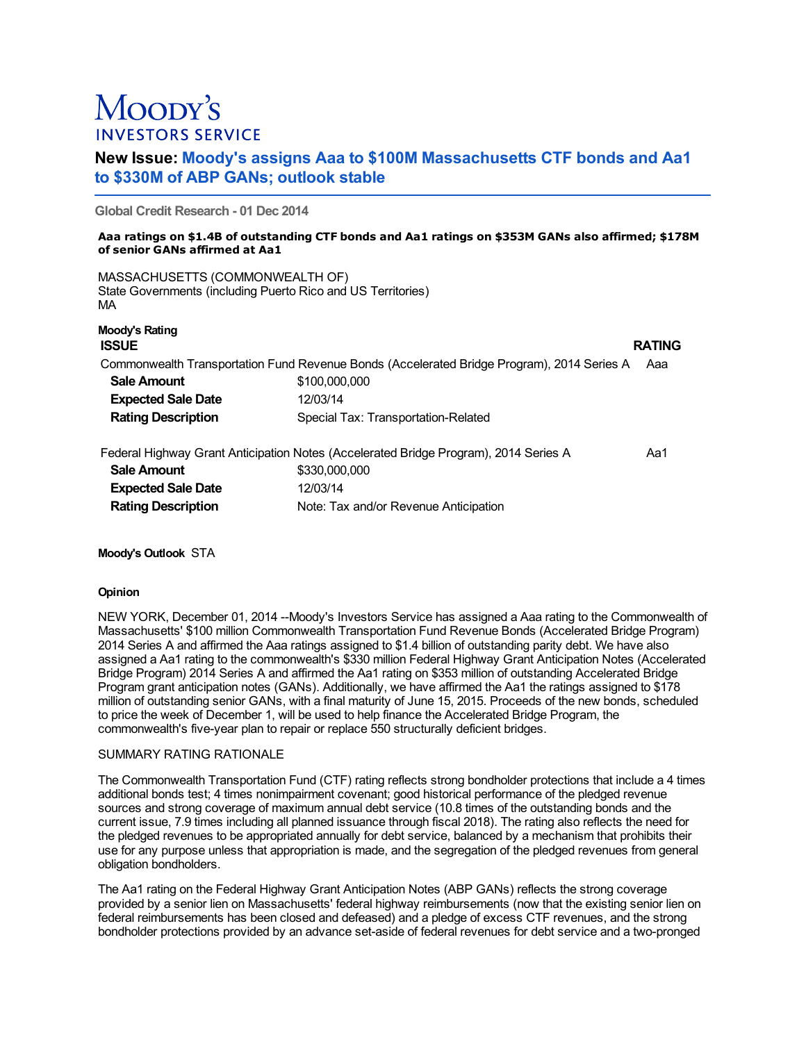# Moody's Investors Service

## New Issue: Moody's assigns Aaa to $100M Massachusetts CTF bonds and Aa1 to $330M of ABP GANs; outlook stable

**Global Credit Research - 01 Dec 2014**

**Aaa ratings on $1.4B of outstanding CTF bonds and Aa1 ratings on $353M GANs also affirmed; $178M of senior GANs affirmed at Aa1**

MASSACHUSETTS (COMMONWEALTH OF)
State Governments (including Puerto Rico and US Territories)
MA

**Moody's Rating**

| ISSUE | | RATING |
|---|---|---|
| Commonwealth Transportation Fund Revenue Bonds (Accelerated Bridge Program), 2014 Series A | | Aaa |
| **Sale Amount** | $100,000,000 | |
| **Expected Sale Date** | 12/03/14 | |
| **Rating Description** | Special Tax: Transportation-Related | |
| Federal Highway Grant Anticipation Notes (Accelerated Bridge Program), 2014 Series A | | Aa1 |
| **Sale Amount** | $330,000,000 | |
| **Expected Sale Date** | 12/03/14 | |
| **Rating Description** | Note: Tax and/or Revenue Anticipation | |

**Moody's Outlook** STA

**Opinion**

NEW YORK, December 01, 2014 --Moody's Investors Service has assigned a Aaa rating to the Commonwealth of Massachusetts' $100 million Commonwealth Transportation Fund Revenue Bonds (Accelerated Bridge Program) 2014 Series A and affirmed the Aaa ratings assigned to $1.4 billion of outstanding parity debt. We have also assigned a Aa1 rating to the commonwealth's $330 million Federal Highway Grant Anticipation Notes (Accelerated Bridge Program) 2014 Series A and affirmed the Aa1 rating on $353 million of outstanding Accelerated Bridge Program grant anticipation notes (GANs). Additionally, we have affirmed the Aa1 the ratings assigned to $178 million of outstanding senior GANs, with a final maturity of June 15, 2015. Proceeds of the new bonds, scheduled to price the week of December 1, will be used to help finance the Accelerated Bridge Program, the commonwealth's five-year plan to repair or replace 550 structurally deficient bridges.

SUMMARY RATING RATIONALE

The Commonwealth Transportation Fund (CTF) rating reflects strong bondholder protections that include a 4 times additional bonds test; 4 times nonimpairment covenant; good historical performance of the pledged revenue sources and strong coverage of maximum annual debt service (10.8 times of the outstanding bonds and the current issue, 7.9 times including all planned issuance through fiscal 2018). The rating also reflects the need for the pledged revenues to be appropriated annually for debt service, balanced by a mechanism that prohibits their use for any purpose unless that appropriation is made, and the segregation of the pledged revenues from general obligation bondholders.

The Aa1 rating on the Federal Highway Grant Anticipation Notes (ABP GANs) reflects the strong coverage provided by a senior lien on Massachusetts' federal highway reimbursements (now that the existing senior lien on federal reimbursements has been closed and defeased) and a pledge of excess CTF revenues, and the strong bondholder protections provided by an advance set-aside of federal revenues for debt service and a two-pronged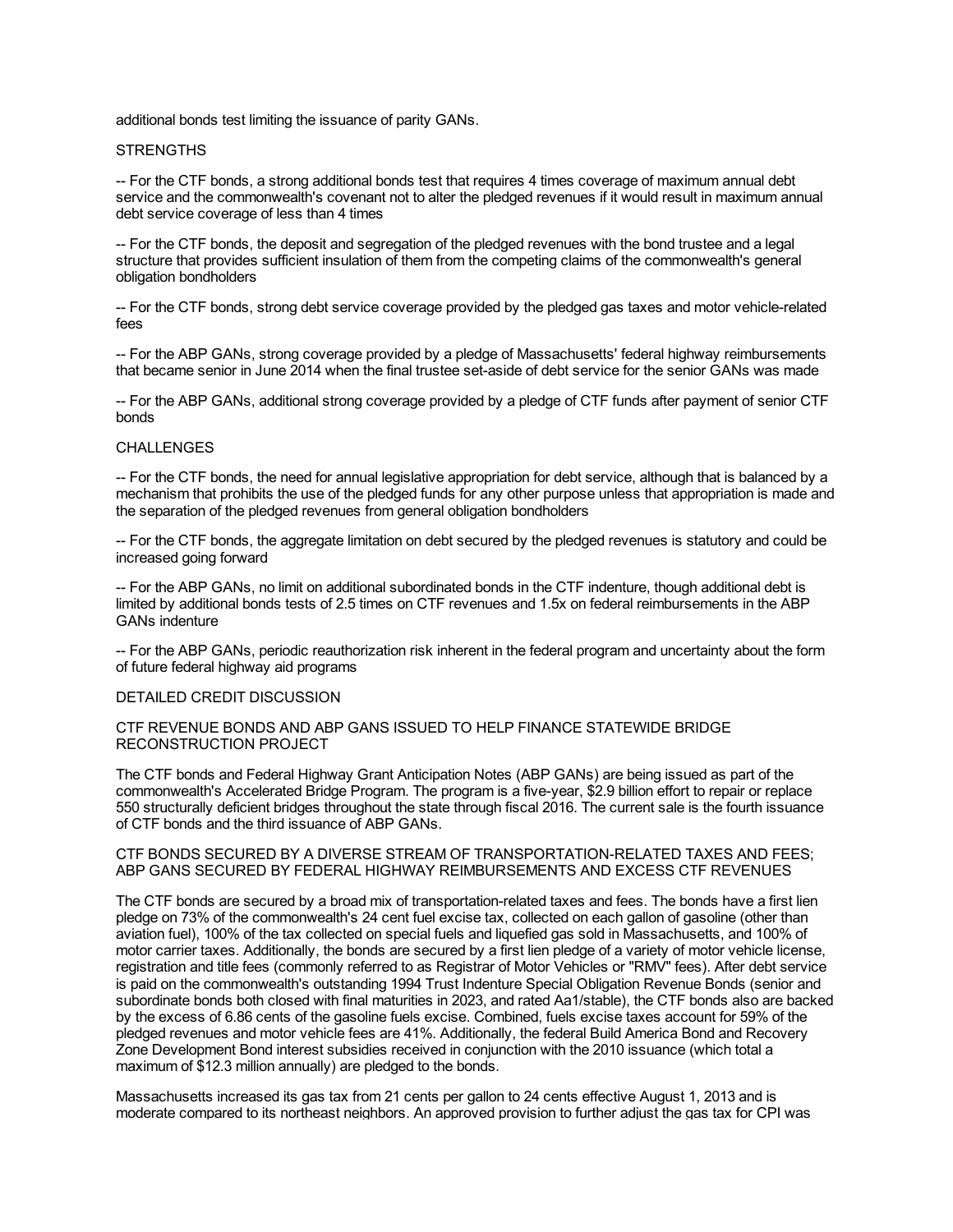additional bonds test limiting the issuance of parity GANs.

STRENGTHS

-- For the CTF bonds, a strong additional bonds test that requires 4 times coverage of maximum annual debt service and the commonwealth's covenant not to alter the pledged revenues if it would result in maximum annual debt service coverage of less than 4 times

-- For the CTF bonds, the deposit and segregation of the pledged revenues with the bond trustee and a legal structure that provides sufficient insulation of them from the competing claims of the commonwealth's general obligation bondholders

-- For the CTF bonds, strong debt service coverage provided by the pledged gas taxes and motor vehicle-related fees

-- For the ABP GANs, strong coverage provided by a pledge of Massachusetts' federal highway reimbursements that became senior in June 2014 when the final trustee set-aside of debt service for the senior GANs was made

-- For the ABP GANs, additional strong coverage provided by a pledge of CTF funds after payment of senior CTF bonds

CHALLENGES

-- For the CTF bonds, the need for annual legislative appropriation for debt service, although that is balanced by a mechanism that prohibits the use of the pledged funds for any other purpose unless that appropriation is made and the separation of the pledged revenues from general obligation bondholders

-- For the CTF bonds, the aggregate limitation on debt secured by the pledged revenues is statutory and could be increased going forward

-- For the ABP GANs, no limit on additional subordinated bonds in the CTF indenture, though additional debt is limited by additional bonds tests of 2.5 times on CTF revenues and 1.5x on federal reimbursements in the ABP GANs indenture

-- For the ABP GANs, periodic reauthorization risk inherent in the federal program and uncertainty about the form of future federal highway aid programs

DETAILED CREDIT DISCUSSION

CTF REVENUE BONDS AND ABP GANS ISSUED TO HELP FINANCE STATEWIDE BRIDGE RECONSTRUCTION PROJECT

The CTF bonds and Federal Highway Grant Anticipation Notes (ABP GANs) are being issued as part of the commonwealth's Accelerated Bridge Program. The program is a five-year, $2.9 billion effort to repair or replace 550 structurally deficient bridges throughout the state through fiscal 2016. The current sale is the fourth issuance of CTF bonds and the third issuance of ABP GANs.

CTF BONDS SECURED BY A DIVERSE STREAM OF TRANSPORTATION-RELATED TAXES AND FEES; ABP GANS SECURED BY FEDERAL HIGHWAY REIMBURSEMENTS AND EXCESS CTF REVENUES

The CTF bonds are secured by a broad mix of transportation-related taxes and fees. The bonds have a first lien pledge on 73% of the commonwealth's 24 cent fuel excise tax, collected on each gallon of gasoline (other than aviation fuel), 100% of the tax collected on special fuels and liquefied gas sold in Massachusetts, and 100% of motor carrier taxes. Additionally, the bonds are secured by a first lien pledge of a variety of motor vehicle license, registration and title fees (commonly referred to as Registrar of Motor Vehicles or "RMV" fees). After debt service is paid on the commonwealth's outstanding 1994 Trust Indenture Special Obligation Revenue Bonds (senior and subordinate bonds both closed with final maturities in 2023, and rated Aa1/stable), the CTF bonds also are backed by the excess of 6.86 cents of the gasoline fuels excise. Combined, fuels excise taxes account for 59% of the pledged revenues and motor vehicle fees are 41%. Additionally, the federal Build America Bond and Recovery Zone Development Bond interest subsidies received in conjunction with the 2010 issuance (which total a maximum of $12.3 million annually) are pledged to the bonds.

Massachusetts increased its gas tax from 21 cents per gallon to 24 cents effective August 1, 2013 and is moderate compared to its northeast neighbors. An approved provision to further adjust the gas tax for CPI was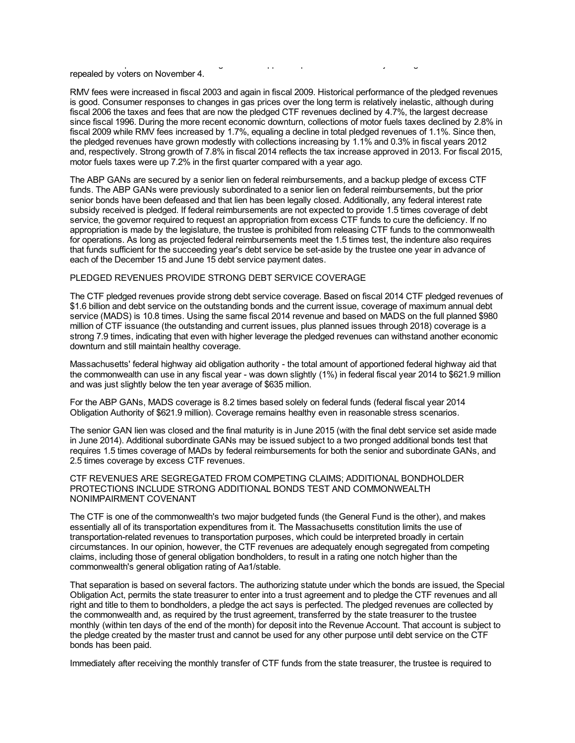repealed by voters on November 4.

RMV fees were increased in fiscal 2003 and again in fiscal 2009. Historical performance of the pledged revenues is good. Consumer responses to changes in gas prices over the long term is relatively inelastic, although during fiscal 2006 the taxes and fees that are now the pledged CTF revenues declined by 4.7%, the largest decrease since fiscal 1996. During the more recent economic downturn, collections of motor fuels taxes declined by 2.8% in fiscal 2009 while RMV fees increased by 1.7%, equaling a decline in total pledged revenues of 1.1%. Since then, the pledged revenues have grown modestly with collections increasing by 1.1% and 0.3% in fiscal years 2012 and, respectively. Strong growth of 7.8% in fiscal 2014 reflects the tax increase approved in 2013. For fiscal 2015, motor fuels taxes were up 7.2% in the first quarter compared with a year ago.

The ABP GANs are secured by a senior lien on federal reimbursements, and a backup pledge of excess CTF funds. The ABP GANs were previously subordinated to a senior lien on federal reimbursements, but the prior senior bonds have been defeased and that lien has been legally closed. Additionally, any federal interest rate subsidy received is pledged. If federal reimbursements are not expected to provide 1.5 times coverage of debt service, the governor required to request an appropriation from excess CTF funds to cure the deficiency. If no appropriation is made by the legislature, the trustee is prohibited from releasing CTF funds to the commonwealth for operations. As long as projected federal reimbursements meet the 1.5 times test, the indenture also requires that funds sufficient for the succeeding year's debt service be set-aside by the trustee one year in advance of each of the December 15 and June 15 debt service payment dates.

PLEDGED REVENUES PROVIDE STRONG DEBT SERVICE COVERAGE

The CTF pledged revenues provide strong debt service coverage. Based on fiscal 2014 CTF pledged revenues of \$1.6 billion and debt service on the outstanding bonds and the current issue, coverage of maximum annual debt service (MADS) is 10.8 times. Using the same fiscal 2014 revenue and based on MADS on the full planned \$980 million of CTF issuance (the outstanding and current issues, plus planned issues through 2018) coverage is a strong 7.9 times, indicating that even with higher leverage the pledged revenues can withstand another economic downturn and still maintain healthy coverage.

Massachusetts' federal highway aid obligation authority - the total amount of apportioned federal highway aid that the commonwealth can use in any fiscal year - was down slightly (1%) in federal fiscal year 2014 to \$621.9 million and was just slightly below the ten year average of \$635 million.

For the ABP GANs, MADS coverage is 8.2 times based solely on federal funds (federal fiscal year 2014 Obligation Authority of \$621.9 million). Coverage remains healthy even in reasonable stress scenarios.

The senior GAN lien was closed and the final maturity is in June 2015 (with the final debt service set aside made in June 2014). Additional subordinate GANs may be issued subject to a two pronged additional bonds test that requires 1.5 times coverage of MADs by federal reimbursements for both the senior and subordinate GANs, and 2.5 times coverage by excess CTF revenues.

CTF REVENUES ARE SEGREGATED FROM COMPETING CLAIMS; ADDITIONAL BONDHOLDER PROTECTIONS INCLUDE STRONG ADDITIONAL BONDS TEST AND COMMONWEALTH NONIMPAIRMENT COVENANT

The CTF is one of the commonwealth's two major budgeted funds (the General Fund is the other), and makes essentially all of its transportation expenditures from it. The Massachusetts constitution limits the use of transportation-related revenues to transportation purposes, which could be interpreted broadly in certain circumstances. In our opinion, however, the CTF revenues are adequately enough segregated from competing claims, including those of general obligation bondholders, to result in a rating one notch higher than the commonwealth's general obligation rating of Aa1/stable.

That separation is based on several factors. The authorizing statute under which the bonds are issued, the Special Obligation Act, permits the state treasurer to enter into a trust agreement and to pledge the CTF revenues and all right and title to them to bondholders, a pledge the act says is perfected. The pledged revenues are collected by the commonwealth and, as required by the trust agreement, transferred by the state treasurer to the trustee monthly (within ten days of the end of the month) for deposit into the Revenue Account. That account is subject to the pledge created by the master trust and cannot be used for any other purpose until debt service on the CTF bonds has been paid.

Immediately after receiving the monthly transfer of CTF funds from the state treasurer, the trustee is required to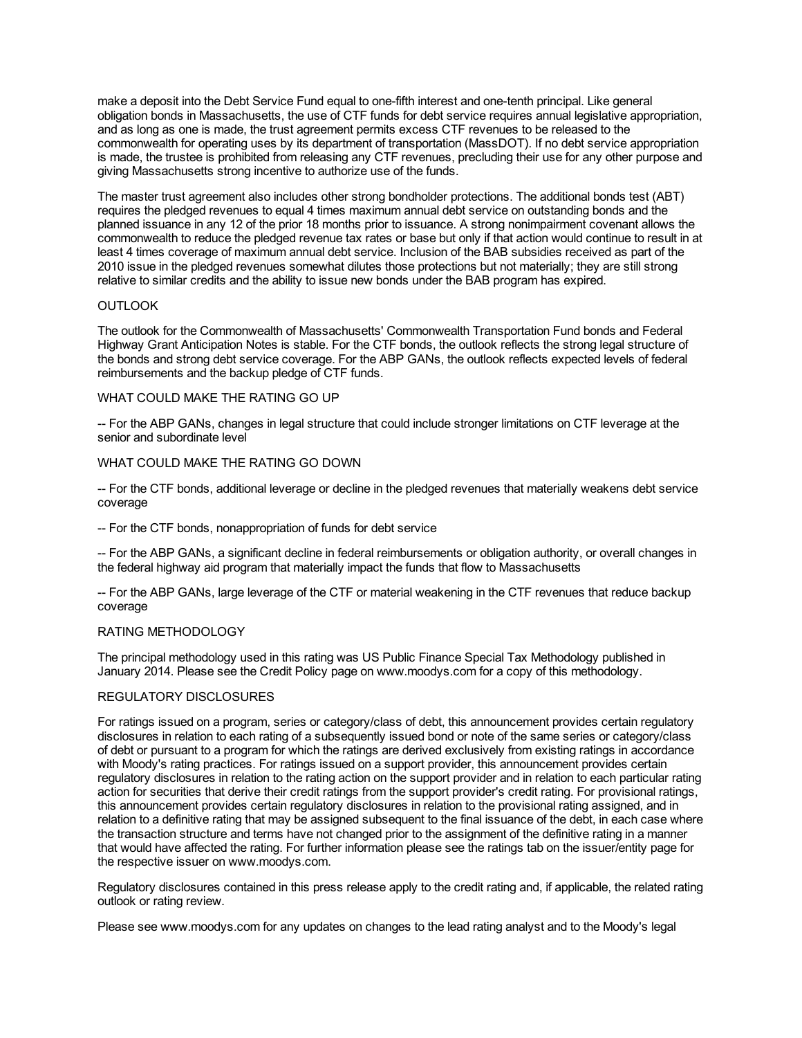make a deposit into the Debt Service Fund equal to one-fifth interest and one-tenth principal. Like general obligation bonds in Massachusetts, the use of CTF funds for debt service requires annual legislative appropriation, and as long as one is made, the trust agreement permits excess CTF revenues to be released to the commonwealth for operating uses by its department of transportation (MassDOT). If no debt service appropriation is made, the trustee is prohibited from releasing any CTF revenues, precluding their use for any other purpose and giving Massachusetts strong incentive to authorize use of the funds.

The master trust agreement also includes other strong bondholder protections. The additional bonds test (ABT) requires the pledged revenues to equal 4 times maximum annual debt service on outstanding bonds and the planned issuance in any 12 of the prior 18 months prior to issuance. A strong nonimpairment covenant allows the commonwealth to reduce the pledged revenue tax rates or base but only if that action would continue to result in at least 4 times coverage of maximum annual debt service. Inclusion of the BAB subsidies received as part of the 2010 issue in the pledged revenues somewhat dilutes those protections but not materially; they are still strong relative to similar credits and the ability to issue new bonds under the BAB program has expired.

OUTLOOK

The outlook for the Commonwealth of Massachusetts' Commonwealth Transportation Fund bonds and Federal Highway Grant Anticipation Notes is stable. For the CTF bonds, the outlook reflects the strong legal structure of the bonds and strong debt service coverage. For the ABP GANs, the outlook reflects expected levels of federal reimbursements and the backup pledge of CTF funds.

WHAT COULD MAKE THE RATING GO UP

-- For the ABP GANs, changes in legal structure that could include stronger limitations on CTF leverage at the senior and subordinate level

WHAT COULD MAKE THE RATING GO DOWN

-- For the CTF bonds, additional leverage or decline in the pledged revenues that materially weakens debt service coverage

-- For the CTF bonds, nonappropriation of funds for debt service

-- For the ABP GANs, a significant decline in federal reimbursements or obligation authority, or overall changes in the federal highway aid program that materially impact the funds that flow to Massachusetts

-- For the ABP GANs, large leverage of the CTF or material weakening in the CTF revenues that reduce backup coverage

RATING METHODOLOGY

The principal methodology used in this rating was US Public Finance Special Tax Methodology published in January 2014. Please see the Credit Policy page on www.moodys.com for a copy of this methodology.

REGULATORY DISCLOSURES

For ratings issued on a program, series or category/class of debt, this announcement provides certain regulatory disclosures in relation to each rating of a subsequently issued bond or note of the same series or category/class of debt or pursuant to a program for which the ratings are derived exclusively from existing ratings in accordance with Moody's rating practices. For ratings issued on a support provider, this announcement provides certain regulatory disclosures in relation to the rating action on the support provider and in relation to each particular rating action for securities that derive their credit ratings from the support provider's credit rating. For provisional ratings, this announcement provides certain regulatory disclosures in relation to the provisional rating assigned, and in relation to a definitive rating that may be assigned subsequent to the final issuance of the debt, in each case where the transaction structure and terms have not changed prior to the assignment of the definitive rating in a manner that would have affected the rating. For further information please see the ratings tab on the issuer/entity page for the respective issuer on www.moodys.com.

Regulatory disclosures contained in this press release apply to the credit rating and, if applicable, the related rating outlook or rating review.

Please see www.moodys.com for any updates on changes to the lead rating analyst and to the Moody's legal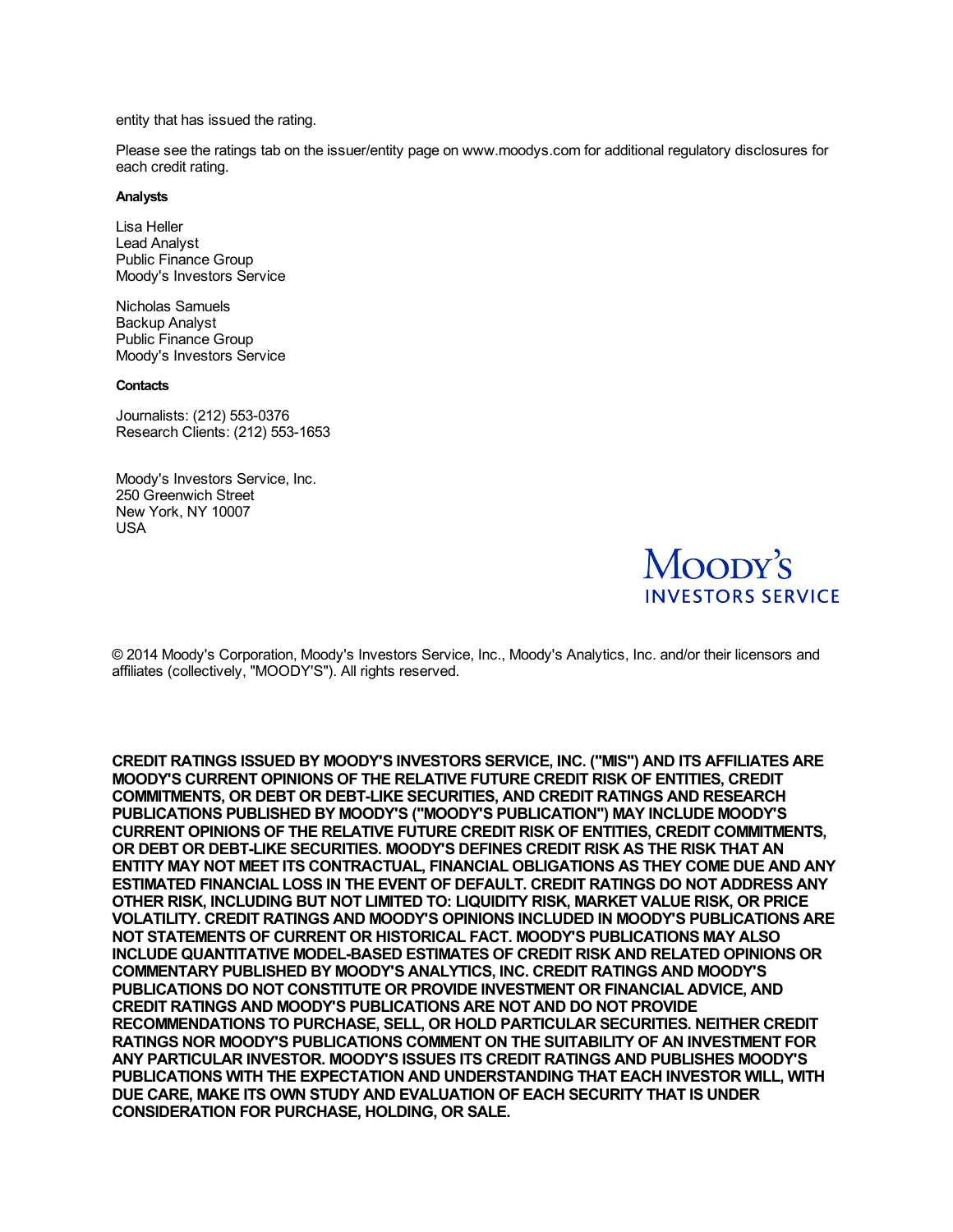entity that has issued the rating.

Please see the ratings tab on the issuer/entity page on www.moodys.com for additional regulatory disclosures for each credit rating.

**Analysts**

Lisa Heller
Lead Analyst
Public Finance Group
Moody's Investors Service

Nicholas Samuels
Backup Analyst
Public Finance Group
Moody's Investors Service

**Contacts**

Journalists: (212) 553-0376
Research Clients: (212) 553-1653

Moody's Investors Service, Inc.
250 Greenwich Street
New York, NY 10007
USA

MOODY'S
INVESTORS SERVICE

© 2014 Moody's Corporation, Moody's Investors Service, Inc., Moody's Analytics, Inc. and/or their licensors and affiliates (collectively, "MOODY'S"). All rights reserved.

**CREDIT RATINGS ISSUED BY MOODY'S INVESTORS SERVICE, INC. ("MIS") AND ITS AFFILIATES ARE MOODY'S CURRENT OPINIONS OF THE RELATIVE FUTURE CREDIT RISK OF ENTITIES, CREDIT COMMITMENTS, OR DEBT OR DEBT-LIKE SECURITIES, AND CREDIT RATINGS AND RESEARCH PUBLICATIONS PUBLISHED BY MOODY'S ("MOODY'S PUBLICATION") MAY INCLUDE MOODY'S CURRENT OPINIONS OF THE RELATIVE FUTURE CREDIT RISK OF ENTITIES, CREDIT COMMITMENTS, OR DEBT OR DEBT-LIKE SECURITIES. MOODY'S DEFINES CREDIT RISK AS THE RISK THAT AN ENTITY MAY NOT MEET ITS CONTRACTUAL, FINANCIAL OBLIGATIONS AS THEY COME DUE AND ANY ESTIMATED FINANCIAL LOSS IN THE EVENT OF DEFAULT. CREDIT RATINGS DO NOT ADDRESS ANY OTHER RISK, INCLUDING BUT NOT LIMITED TO: LIQUIDITY RISK, MARKET VALUE RISK, OR PRICE VOLATILITY. CREDIT RATINGS AND MOODY'S OPINIONS INCLUDED IN MOODY'S PUBLICATIONS ARE NOT STATEMENTS OF CURRENT OR HISTORICAL FACT. MOODY'S PUBLICATIONS MAY ALSO INCLUDE QUANTITATIVE MODEL-BASED ESTIMATES OF CREDIT RISK AND RELATED OPINIONS OR COMMENTARY PUBLISHED BY MOODY'S ANALYTICS, INC. CREDIT RATINGS AND MOODY'S PUBLICATIONS DO NOT CONSTITUTE OR PROVIDE INVESTMENT OR FINANCIAL ADVICE, AND CREDIT RATINGS AND MOODY'S PUBLICATIONS ARE NOT AND DO NOT PROVIDE RECOMMENDATIONS TO PURCHASE, SELL, OR HOLD PARTICULAR SECURITIES. NEITHER CREDIT RATINGS NOR MOODY'S PUBLICATIONS COMMENT ON THE SUITABILITY OF AN INVESTMENT FOR ANY PARTICULAR INVESTOR. MOODY'S ISSUES ITS CREDIT RATINGS AND PUBLISHES MOODY'S PUBLICATIONS WITH THE EXPECTATION AND UNDERSTANDING THAT EACH INVESTOR WILL, WITH DUE CARE, MAKE ITS OWN STUDY AND EVALUATION OF EACH SECURITY THAT IS UNDER CONSIDERATION FOR PURCHASE, HOLDING, OR SALE.**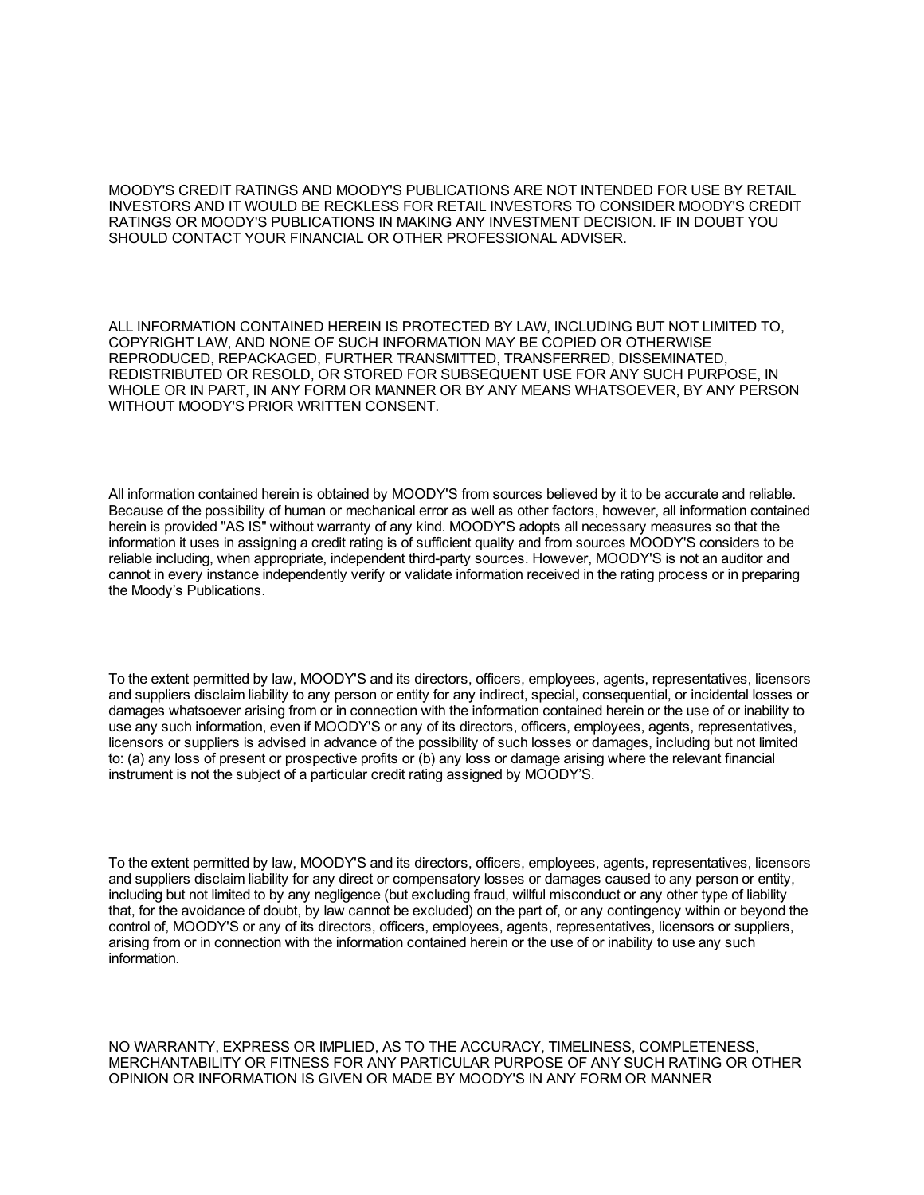MOODY'S CREDIT RATINGS AND MOODY'S PUBLICATIONS ARE NOT INTENDED FOR USE BY RETAIL INVESTORS AND IT WOULD BE RECKLESS FOR RETAIL INVESTORS TO CONSIDER MOODY'S CREDIT RATINGS OR MOODY'S PUBLICATIONS IN MAKING ANY INVESTMENT DECISION. IF IN DOUBT YOU SHOULD CONTACT YOUR FINANCIAL OR OTHER PROFESSIONAL ADVISER.

ALL INFORMATION CONTAINED HEREIN IS PROTECTED BY LAW, INCLUDING BUT NOT LIMITED TO, COPYRIGHT LAW, AND NONE OF SUCH INFORMATION MAY BE COPIED OR OTHERWISE REPRODUCED, REPACKAGED, FURTHER TRANSMITTED, TRANSFERRED, DISSEMINATED, REDISTRIBUTED OR RESOLD, OR STORED FOR SUBSEQUENT USE FOR ANY SUCH PURPOSE, IN WHOLE OR IN PART, IN ANY FORM OR MANNER OR BY ANY MEANS WHATSOEVER, BY ANY PERSON WITHOUT MOODY'S PRIOR WRITTEN CONSENT.

All information contained herein is obtained by MOODY'S from sources believed by it to be accurate and reliable. Because of the possibility of human or mechanical error as well as other factors, however, all information contained herein is provided "AS IS" without warranty of any kind. MOODY'S adopts all necessary measures so that the information it uses in assigning a credit rating is of sufficient quality and from sources MOODY'S considers to be reliable including, when appropriate, independent third-party sources. However, MOODY'S is not an auditor and cannot in every instance independently verify or validate information received in the rating process or in preparing the Moody's Publications.

To the extent permitted by law, MOODY'S and its directors, officers, employees, agents, representatives, licensors and suppliers disclaim liability to any person or entity for any indirect, special, consequential, or incidental losses or damages whatsoever arising from or in connection with the information contained herein or the use of or inability to use any such information, even if MOODY'S or any of its directors, officers, employees, agents, representatives, licensors or suppliers is advised in advance of the possibility of such losses or damages, including but not limited to: (a) any loss of present or prospective profits or (b) any loss or damage arising where the relevant financial instrument is not the subject of a particular credit rating assigned by MOODY'S.

To the extent permitted by law, MOODY'S and its directors, officers, employees, agents, representatives, licensors and suppliers disclaim liability for any direct or compensatory losses or damages caused to any person or entity, including but not limited to by any negligence (but excluding fraud, willful misconduct or any other type of liability that, for the avoidance of doubt, by law cannot be excluded) on the part of, or any contingency within or beyond the control of, MOODY'S or any of its directors, officers, employees, agents, representatives, licensors or suppliers, arising from or in connection with the information contained herein or the use of or inability to use any such information.

NO WARRANTY, EXPRESS OR IMPLIED, AS TO THE ACCURACY, TIMELINESS, COMPLETENESS, MERCHANTABILITY OR FITNESS FOR ANY PARTICULAR PURPOSE OF ANY SUCH RATING OR OTHER OPINION OR INFORMATION IS GIVEN OR MADE BY MOODY'S IN ANY FORM OR MANNER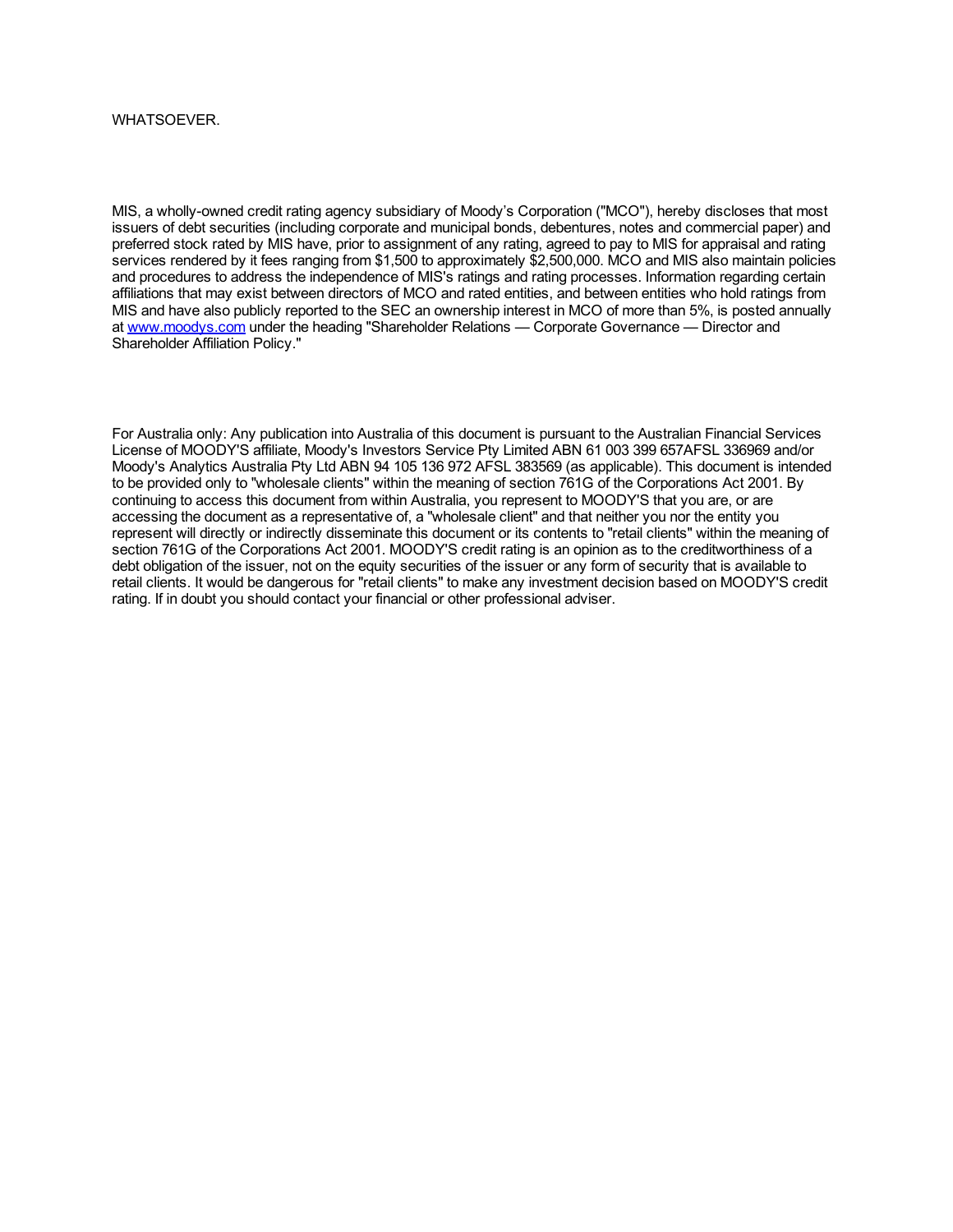WHATSOEVER.

MIS, a wholly-owned credit rating agency subsidiary of Moody's Corporation ("MCO"), hereby discloses that most issuers of debt securities (including corporate and municipal bonds, debentures, notes and commercial paper) and preferred stock rated by MIS have, prior to assignment of any rating, agreed to pay to MIS for appraisal and rating services rendered by it fees ranging from $1,500 to approximately $2,500,000. MCO and MIS also maintain policies and procedures to address the independence of MIS's ratings and rating processes. Information regarding certain affiliations that may exist between directors of MCO and rated entities, and between entities who hold ratings from MIS and have also publicly reported to the SEC an ownership interest in MCO of more than 5%, is posted annually at www.moodys.com under the heading "Shareholder Relations — Corporate Governance — Director and Shareholder Affiliation Policy."

For Australia only: Any publication into Australia of this document is pursuant to the Australian Financial Services License of MOODY'S affiliate, Moody's Investors Service Pty Limited ABN 61 003 399 657AFSL 336969 and/or Moody's Analytics Australia Pty Ltd ABN 94 105 136 972 AFSL 383569 (as applicable). This document is intended to be provided only to "wholesale clients" within the meaning of section 761G of the Corporations Act 2001. By continuing to access this document from within Australia, you represent to MOODY'S that you are, or are accessing the document as a representative of, a "wholesale client" and that neither you nor the entity you represent will directly or indirectly disseminate this document or its contents to "retail clients" within the meaning of section 761G of the Corporations Act 2001. MOODY'S credit rating is an opinion as to the creditworthiness of a debt obligation of the issuer, not on the equity securities of the issuer or any form of security that is available to retail clients. It would be dangerous for "retail clients" to make any investment decision based on MOODY'S credit rating. If in doubt you should contact your financial or other professional adviser.